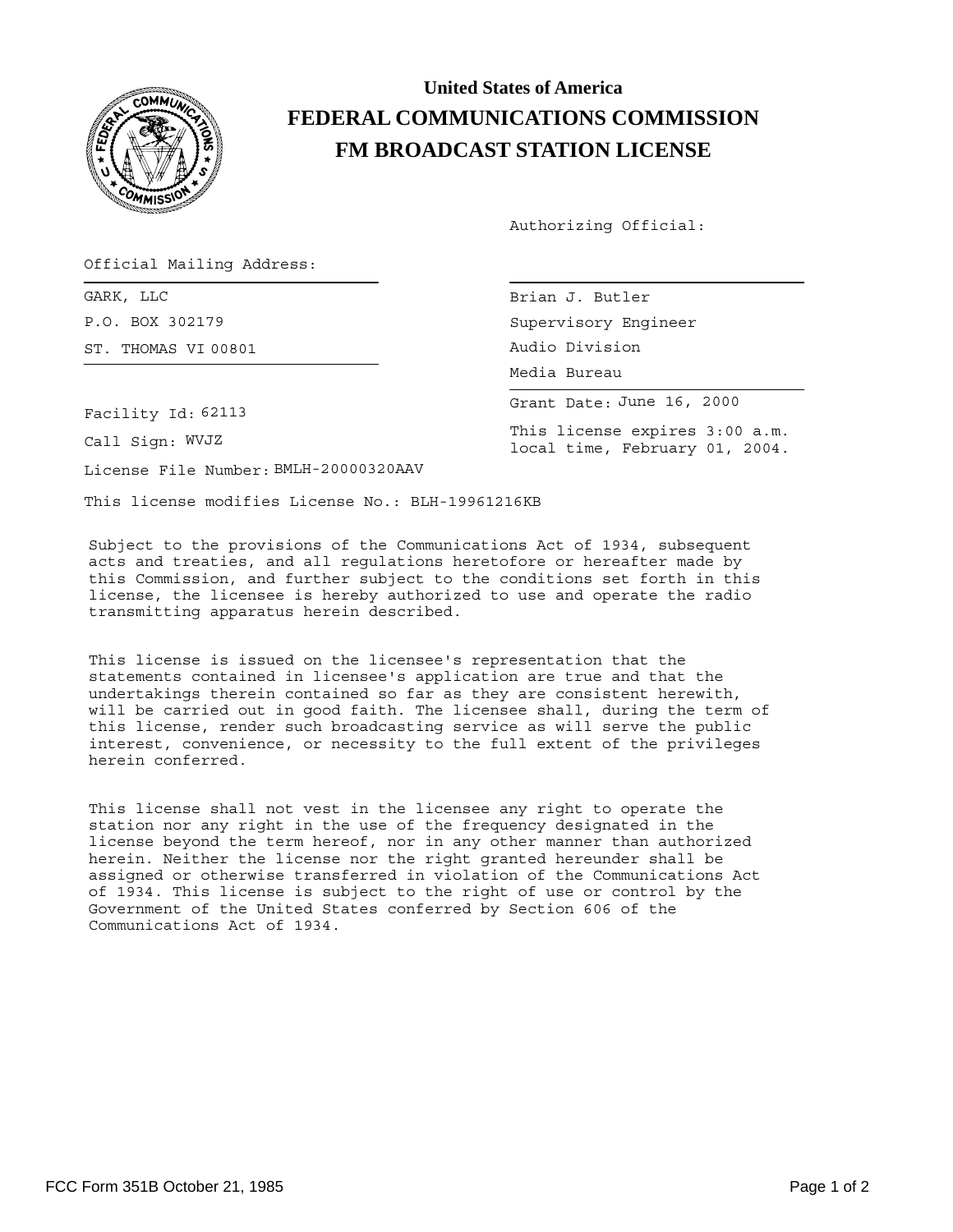**United States of America**

# FEDERAL COMMUNICATIONS COMMISSION
# FM BROADCAST STATION LICENSE

Authorizing Official:

Official Mailing Address:

GARK, LLC
P.O. BOX 302179
ST. THOMAS VI 00801

Brian J. Butler
Supervisory Engineer
Audio Division
Media Bureau

Grant Date: June 16, 2000

This license expires 3:00 a.m. local time, February 01, 2004.

Facility Id: 62113

Call Sign: WVJZ

License File Number: BMLH-20000320AAV

This license modifies License No.: BLH-19961216KB

Subject to the provisions of the Communications Act of 1934, subsequent acts and treaties, and all regulations heretofore or hereafter made by this Commission, and further subject to the conditions set forth in this license, the licensee is hereby authorized to use and operate the radio transmitting apparatus herein described.

This license is issued on the licensee's representation that the statements contained in licensee's application are true and that the undertakings therein contained so far as they are consistent herewith, will be carried out in good faith. The licensee shall, during the term of this license, render such broadcasting service as will serve the public interest, convenience, or necessity to the full extent of the privileges herein conferred.

This license shall not vest in the licensee any right to operate the station nor any right in the use of the frequency designated in the license beyond the term hereof, nor in any other manner than authorized herein. Neither the license nor the right granted hereunder shall be assigned or otherwise transferred in violation of the Communications Act of 1934. This license is subject to the right of use or control by the Government of the United States conferred by Section 606 of the Communications Act of 1934.

FCC Form 351B October 21, 1985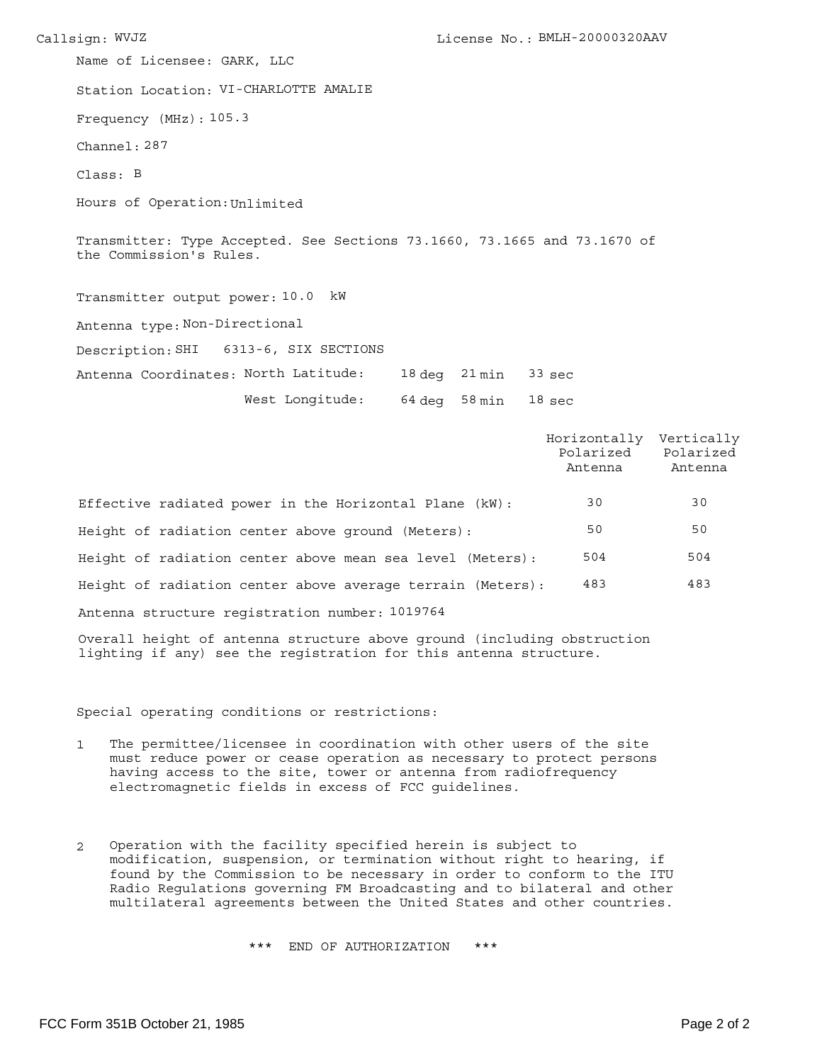Callsign: WVJZ License No.: BMLH-20000320AAV

Name of Licensee: GARK, LLC

Station Location: VI-CHARLOTTE AMALIE

Frequency (MHz): 105.3

Channel: 287

Class: B

Hours of Operation: Unlimited

Transmitter: Type Accepted. See Sections 73.1660, 73.1665 and 73.1670 of the Commission's Rules.

Transmitter output power: 10.0 kW

Antenna type: Non-Directional

Description: SHI 6313-6, SIX SECTIONS

Antenna Coordinates: North Latitude: 18 deg 21 min 33 sec

West Longitude: 64 deg 58 min 18 sec

| | Horizontally Polarized Antenna | Vertically Polarized Antenna |
|---|---|---|
| Effective radiated power in the Horizontal Plane (kW): | 30 | 30 |
| Height of radiation center above ground (Meters): | 50 | 50 |
| Height of radiation center above mean sea level (Meters): | 504 | 504 |
| Height of radiation center above average terrain (Meters): | 483 | 483 |

Antenna structure registration number: 1019764

Overall height of antenna structure above ground (including obstruction lighting if any) see the registration for this antenna structure.

Special operating conditions or restrictions:

1. The permittee/licensee in coordination with other users of the site must reduce power or cease operation as necessary to protect persons having access to the site, tower or antenna from radiofrequency electromagnetic fields in excess of FCC guidelines.

2. Operation with the facility specified herein is subject to modification, suspension, or termination without right to hearing, if found by the Commission to be necessary in order to conform to the ITU Radio Regulations governing FM Broadcasting and to bilateral and other multilateral agreements between the United States and other countries.

*** END OF AUTHORIZATION ***

FCC Form 351B October 21, 1985